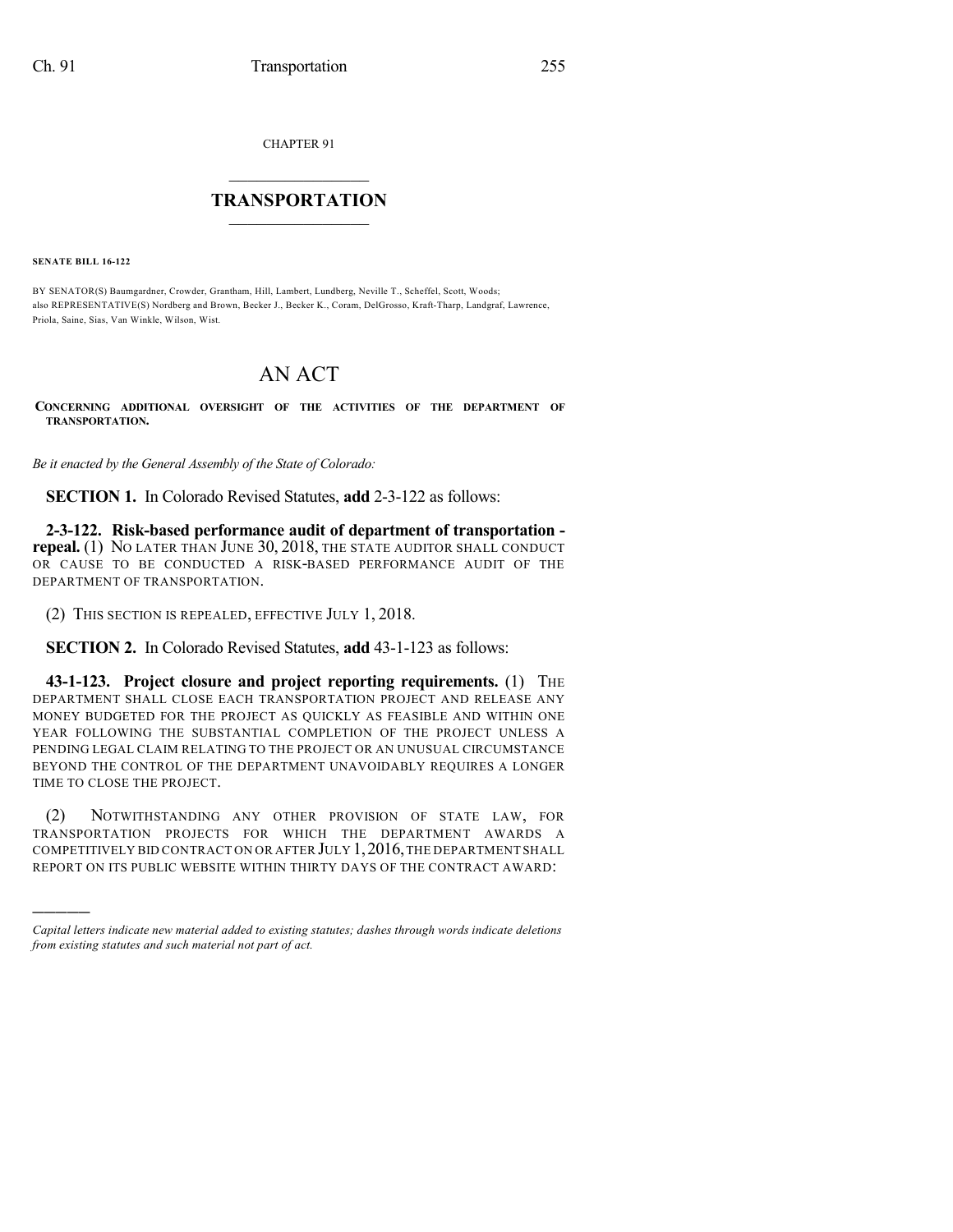CHAPTER 91

# TRANSPORTATION

**SENATE BILL 16-122**

BY SENATOR(S) Baumgardner, Crowder, Grantham, Hill, Lambert, Lundberg, Neville T., Scheffel, Scott, Woods;
also REPRESENTATIVE(S) Nordberg and Brown, Becker J., Becker K., Coram, DelGrosso, Kraft-Tharp, Landgraf, Lawrence, Priola, Saine, Sias, Van Winkle, Wilson, Wist.

# AN ACT

**CONCERNING ADDITIONAL OVERSIGHT OF THE ACTIVITIES OF THE DEPARTMENT OF TRANSPORTATION.**

*Be it enacted by the General Assembly of the State of Colorado:*

**SECTION 1.** In Colorado Revised Statutes, **add** 2-3-122 as follows:

**2-3-122. Risk-based performance audit of department of transportation - repeal.** (1) NO LATER THAN JUNE 30, 2018, THE STATE AUDITOR SHALL CONDUCT OR CAUSE TO BE CONDUCTED A RISK-BASED PERFORMANCE AUDIT OF THE DEPARTMENT OF TRANSPORTATION.

(2) THIS SECTION IS REPEALED, EFFECTIVE JULY 1, 2018.

**SECTION 2.** In Colorado Revised Statutes, **add** 43-1-123 as follows:

**43-1-123. Project closure and project reporting requirements.** (1) THE DEPARTMENT SHALL CLOSE EACH TRANSPORTATION PROJECT AND RELEASE ANY MONEY BUDGETED FOR THE PROJECT AS QUICKLY AS FEASIBLE AND WITHIN ONE YEAR FOLLOWING THE SUBSTANTIAL COMPLETION OF THE PROJECT UNLESS A PENDING LEGAL CLAIM RELATING TO THE PROJECT OR AN UNUSUAL CIRCUMSTANCE BEYOND THE CONTROL OF THE DEPARTMENT UNAVOIDABLY REQUIRES A LONGER TIME TO CLOSE THE PROJECT.

(2) NOTWITHSTANDING ANY OTHER PROVISION OF STATE LAW, FOR TRANSPORTATION PROJECTS FOR WHICH THE DEPARTMENT AWARDS A COMPETITIVELY BID CONTRACT ON OR AFTER JULY 1, 2016, THE DEPARTMENT SHALL REPORT ON ITS PUBLIC WEBSITE WITHIN THIRTY DAYS OF THE CONTRACT AWARD:

---

*Capital letters indicate new material added to existing statutes; dashes through words indicate deletions from existing statutes and such material not part of act.*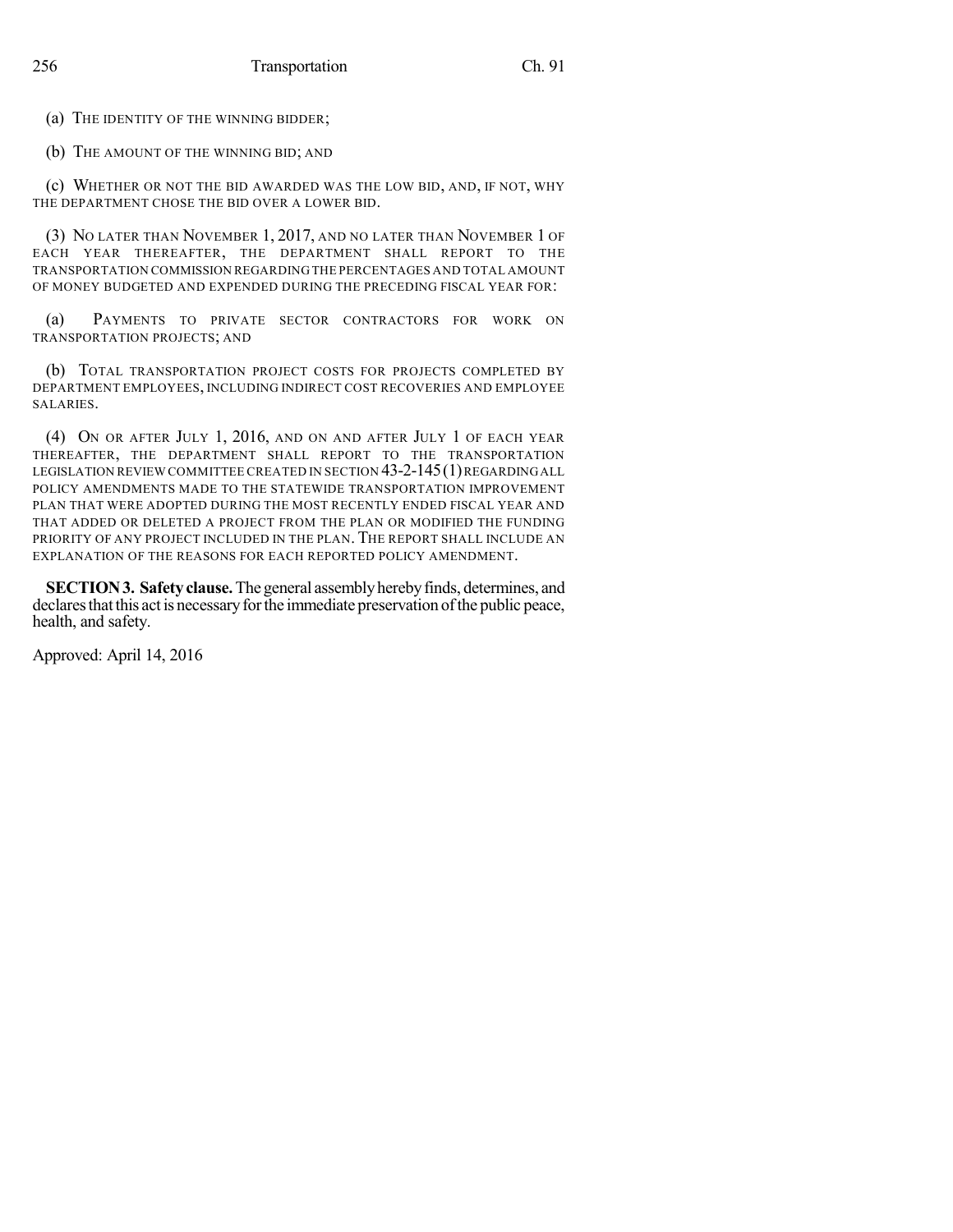(a) THE IDENTITY OF THE WINNING BIDDER;

(b) THE AMOUNT OF THE WINNING BID; AND

(c) WHETHER OR NOT THE BID AWARDED WAS THE LOW BID, AND, IF NOT, WHY THE DEPARTMENT CHOSE THE BID OVER A LOWER BID.

(3) NO LATER THAN NOVEMBER 1, 2017, AND NO LATER THAN NOVEMBER 1 OF EACH YEAR THEREAFTER, THE DEPARTMENT SHALL REPORT TO THE TRANSPORTATION COMMISSION REGARDING THE PERCENTAGES AND TOTAL AMOUNT OF MONEY BUDGETED AND EXPENDED DURING THE PRECEDING FISCAL YEAR FOR:

(a) PAYMENTS TO PRIVATE SECTOR CONTRACTORS FOR WORK ON TRANSPORTATION PROJECTS; AND

(b) TOTAL TRANSPORTATION PROJECT COSTS FOR PROJECTS COMPLETED BY DEPARTMENT EMPLOYEES, INCLUDING INDIRECT COST RECOVERIES AND EMPLOYEE SALARIES.

(4) ON OR AFTER JULY 1, 2016, AND ON AND AFTER JULY 1 OF EACH YEAR THEREAFTER, THE DEPARTMENT SHALL REPORT TO THE TRANSPORTATION LEGISLATION REVIEW COMMITTEE CREATED IN SECTION 43-2-145 (1) REGARDING ALL POLICY AMENDMENTS MADE TO THE STATEWIDE TRANSPORTATION IMPROVEMENT PLAN THAT WERE ADOPTED DURING THE MOST RECENTLY ENDED FISCAL YEAR AND THAT ADDED OR DELETED A PROJECT FROM THE PLAN OR MODIFIED THE FUNDING PRIORITY OF ANY PROJECT INCLUDED IN THE PLAN. THE REPORT SHALL INCLUDE AN EXPLANATION OF THE REASONS FOR EACH REPORTED POLICY AMENDMENT.

**SECTION 3. Safety clause.** The general assembly hereby finds, determines, and declares that this act is necessary for the immediate preservation of the public peace, health, and safety.

Approved: April 14, 2016